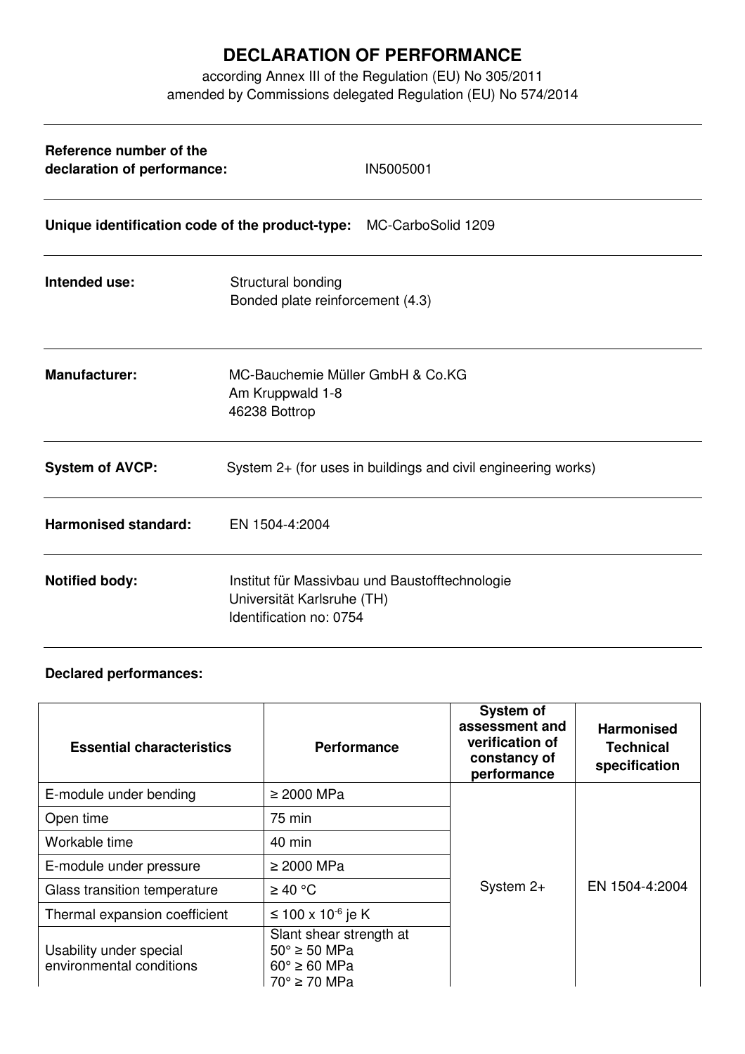# DECLARATION OF PERFORMANCE

according Annex III of the Regulation (EU) No 305/2011
amended by Commissions delegated Regulation (EU) No 574/2014

---

**Reference number of the declaration of performance:** IN5005001

---

**Unique identification code of the product-type:** MC-CarboSolid 1209

---

**Intended use:** Structural bonding
Bonded plate reinforcement (4.3)

---

**Manufacturer:** MC-Bauchemie Müller GmbH & Co.KG
Am Kruppwald 1-8
46238 Bottrop

---

**System of AVCP:** System 2+ (for uses in buildings and civil engineering works)

---

**Harmonised standard:** EN 1504-4:2004

---

**Notified body:** Institut für Massivbau und Baustofftechnologie
Universität Karlsruhe (TH)
Identification no: 0754

---

**Declared performances:**

| Essential characteristics | Performance | System of assessment and verification of constancy of performance | Harmonised Technical specification |
|---|---|---|---|
| E-module under bending | ≥ 2000 MPa | System 2+ | EN 1504-4:2004 |
| Open time | 75 min | | |
| Workable time | 40 min | | |
| E-module under pressure | ≥ 2000 MPa | | |
| Glass transition temperature | ≥ 40 °C | | |
| Thermal expansion coefficient | ≤ 100 x $10^{-6}$ je K | | |
| Usability under special environmental conditions | Slant shear strength at<br>50° ≥ 50 MPa<br>60° ≥ 60 MPa<br>70° ≥ 70 MPa | | |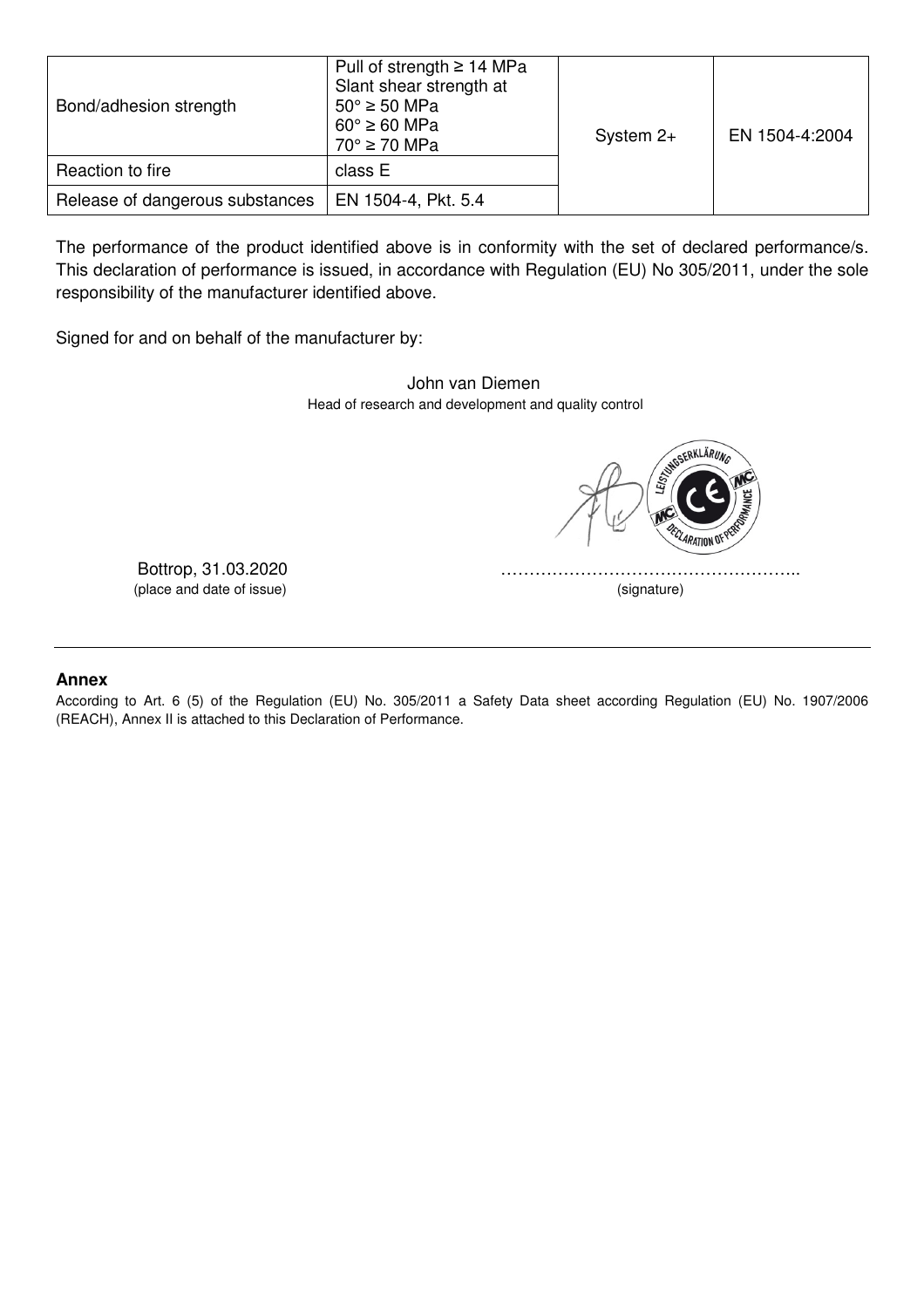| | | | |
|---|---|---|---|
| Bond/adhesion strength | Pull of strength ≥ 14 MPa<br>Slant shear strength at<br>50° ≥ 50 MPa<br>60° ≥ 60 MPa<br>70° ≥ 70 MPa | System 2+ | EN 1504-4:2004 |
| Reaction to fire | class E | | |
| Release of dangerous substances | EN 1504-4, Pkt. 5.4 | | |

The performance of the product identified above is in conformity with the set of declared performance/s. This declaration of performance is issued, in accordance with Regulation (EU) No 305/2011, under the sole responsibility of the manufacturer identified above.

Signed for and on behalf of the manufacturer by:

John van Diemen
Head of research and development and quality control

Bottrop, 31.03.2020
(place and date of issue)

……………………………………………..
(signature)

---

**Annex**

According to Art. 6 (5) of the Regulation (EU) No. 305/2011 a Safety Data sheet according Regulation (EU) No. 1907/2006 (REACH), Annex II is attached to this Declaration of Performance.